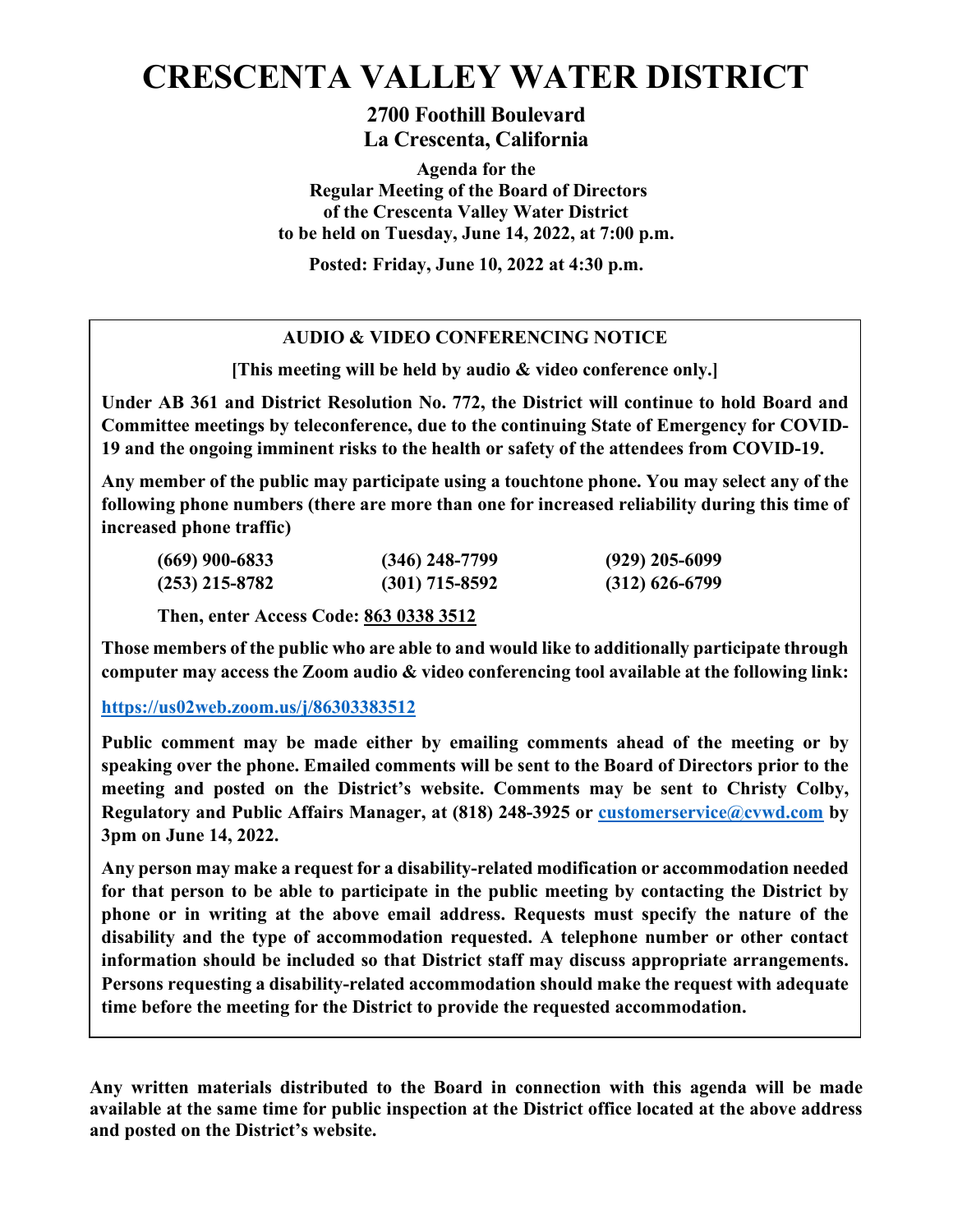# CRESCENTA VALLEY WATER DISTRICT

**2700 Foothill Boulevard**
**La Crescenta, California**

**Agenda for the**
**Regular Meeting of the Board of Directors**
**of the Crescenta Valley Water District**
**to be held on Tuesday, June 14, 2022, at 7:00 p.m.**

**Posted: Friday, June 10, 2022 at 4:30 p.m.**

---

**AUDIO & VIDEO CONFERENCING NOTICE**

**[This meeting will be held by audio & video conference only.]**

**Under AB 361 and District Resolution No. 772, the District will continue to hold Board and Committee meetings by teleconference, due to the continuing State of Emergency for COVID-19 and the ongoing imminent risks to the health or safety of the attendees from COVID-19.**

**Any member of the public may participate using a touchtone phone. You may select any of the following phone numbers (there are more than one for increased reliability during this time of increased phone traffic)**

| | | |
|---|---|---|
| **(669) 900-6833** | **(346) 248-7799** | **(929) 205-6099** |
| **(253) 215-8782** | **(301) 715-8592** | **(312) 626-6799** |

**Then, enter Access Code: 863 0338 3512**

**Those members of the public who are able to and would like to additionally participate through computer may access the Zoom audio & video conferencing tool available at the following link:**

**https://us02web.zoom.us/j/86303383512**

**Public comment may be made either by emailing comments ahead of the meeting or by speaking over the phone. Emailed comments will be sent to the Board of Directors prior to the meeting and posted on the District's website. Comments may be sent to Christy Colby, Regulatory and Public Affairs Manager, at (818) 248-3925 or customerservice@cvwd.com by 3pm on June 14, 2022.**

**Any person may make a request for a disability-related modification or accommodation needed for that person to be able to participate in the public meeting by contacting the District by phone or in writing at the above email address. Requests must specify the nature of the disability and the type of accommodation requested. A telephone number or other contact information should be included so that District staff may discuss appropriate arrangements. Persons requesting a disability-related accommodation should make the request with adequate time before the meeting for the District to provide the requested accommodation.**

---

**Any written materials distributed to the Board in connection with this agenda will be made available at the same time for public inspection at the District office located at the above address and posted on the District's website.**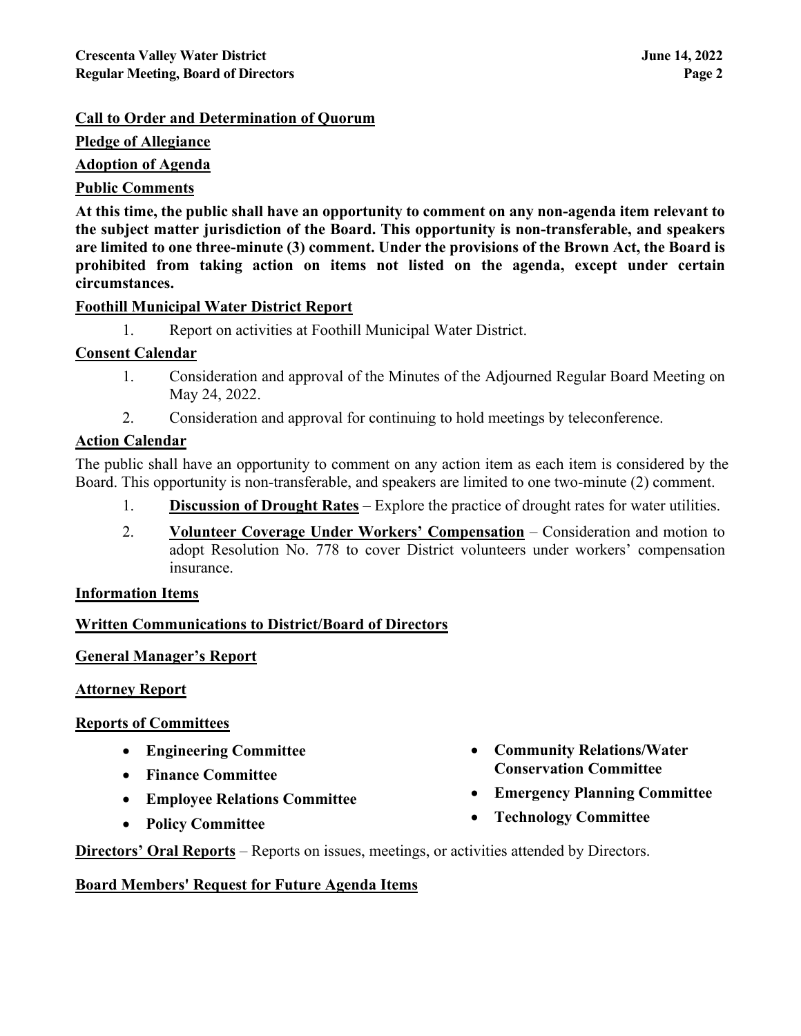**Call to Order and Determination of Quorum**

**Pledge of Allegiance**

**Adoption of Agenda**

**Public Comments**

**At this time, the public shall have an opportunity to comment on any non-agenda item relevant to the subject matter jurisdiction of the Board. This opportunity is non-transferable, and speakers are limited to one three-minute (3) comment. Under the provisions of the Brown Act, the Board is prohibited from taking action on items not listed on the agenda, except under certain circumstances.**

**Foothill Municipal Water District Report**

1. Report on activities at Foothill Municipal Water District.

**Consent Calendar**

1. Consideration and approval of the Minutes of the Adjourned Regular Board Meeting on May 24, 2022.
2. Consideration and approval for continuing to hold meetings by teleconference.

**Action Calendar**

The public shall have an opportunity to comment on any action item as each item is considered by the Board. This opportunity is non-transferable, and speakers are limited to one two-minute (2) comment.

1. **Discussion of Drought Rates** – Explore the practice of drought rates for water utilities.
2. **Volunteer Coverage Under Workers' Compensation** – Consideration and motion to adopt Resolution No. 778 to cover District volunteers under workers' compensation insurance.

**Information Items**

**Written Communications to District/Board of Directors**

**General Manager's Report**

**Attorney Report**

**Reports of Committees**

- **Engineering Committee**
- **Finance Committee**
- **Employee Relations Committee**
- **Policy Committee**
- **Community Relations/Water Conservation Committee**
- **Emergency Planning Committee**
- **Technology Committee**

**Directors' Oral Reports** – Reports on issues, meetings, or activities attended by Directors.

**Board Members' Request for Future Agenda Items**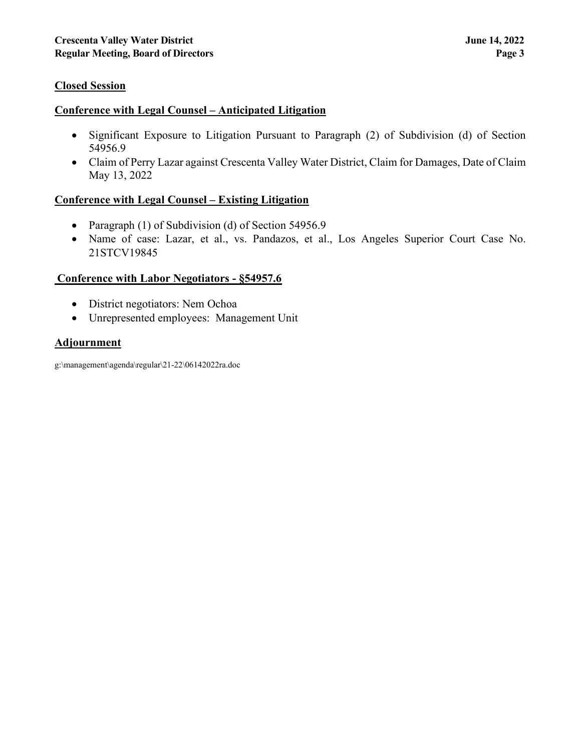**Closed Session**

**Conference with Legal Counsel – Anticipated Litigation**

- Significant Exposure to Litigation Pursuant to Paragraph (2) of Subdivision (d) of Section 54956.9
- Claim of Perry Lazar against Crescenta Valley Water District, Claim for Damages, Date of Claim May 13, 2022

**Conference with Legal Counsel – Existing Litigation**

- Paragraph (1) of Subdivision (d) of Section 54956.9
- Name of case: Lazar, et al., vs. Pandazos, et al., Los Angeles Superior Court Case No. 21STCV19845

**Conference with Labor Negotiators - §54957.6**

- District negotiators: Nem Ochoa
- Unrepresented employees: Management Unit

**Adjournment**

g:\management\agenda\regular\21-22\06142022ra.doc